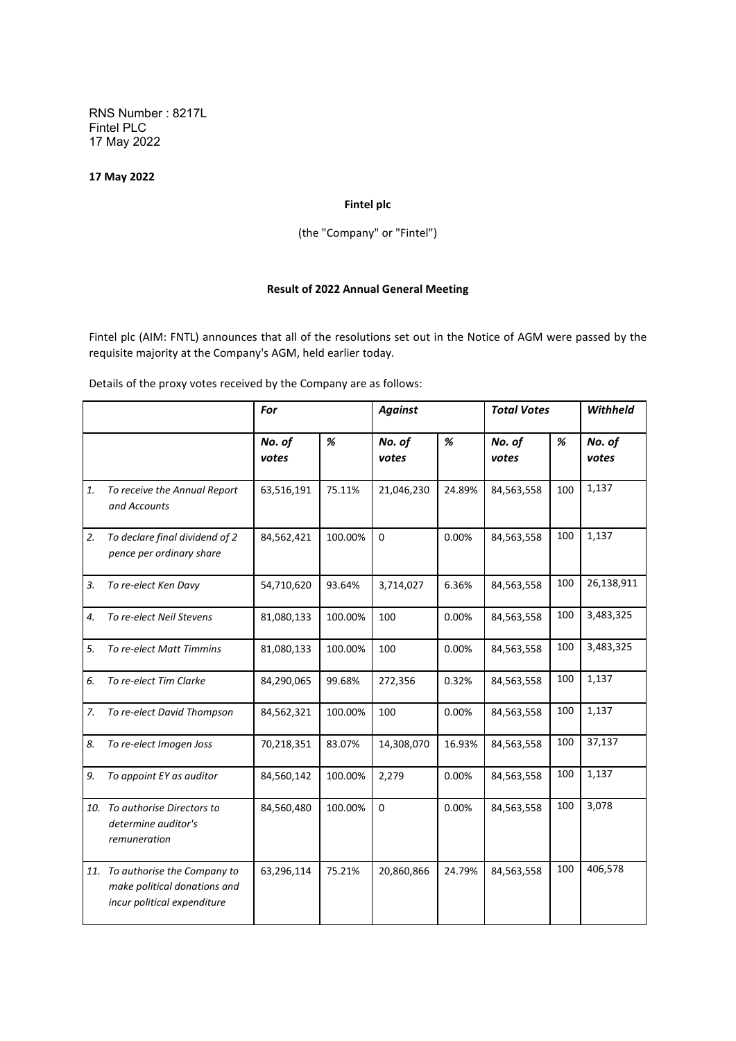RNS Number : 8217L
Fintel PLC
17 May 2022

**17 May 2022**

**Fintel plc**

(the "Company" or "Fintel")

**Result of 2022 Annual General Meeting**

Fintel plc (AIM: FNTL) announces that all of the resolutions set out in the Notice of AGM were passed by the requisite majority at the Company's AGM, held earlier today.

Details of the proxy votes received by the Company are as follows:

| | ***For*** | | ***Against*** | | ***Total Votes*** | | ***Withheld*** |
|---|---|---|---|---|---|---|---|
| | ***No. of votes*** | ***%*** | ***No. of votes*** | ***%*** | ***No. of votes*** | ***%*** | ***No. of votes*** |
| *1. To receive the Annual Report and Accounts* | 63,516,191 | 75.11% | 21,046,230 | 24.89% | 84,563,558 | 100 | 1,137 |
| *2. To declare final dividend of 2 pence per ordinary share* | 84,562,421 | 100.00% | 0 | 0.00% | 84,563,558 | 100 | 1,137 |
| *3. To re-elect Ken Davy* | 54,710,620 | 93.64% | 3,714,027 | 6.36% | 84,563,558 | 100 | 26,138,911 |
| *4. To re-elect Neil Stevens* | 81,080,133 | 100.00% | 100 | 0.00% | 84,563,558 | 100 | 3,483,325 |
| *5. To re-elect Matt Timmins* | 81,080,133 | 100.00% | 100 | 0.00% | 84,563,558 | 100 | 3,483,325 |
| *6. To re-elect Tim Clarke* | 84,290,065 | 99.68% | 272,356 | 0.32% | 84,563,558 | 100 | 1,137 |
| *7. To re-elect David Thompson* | 84,562,321 | 100.00% | 100 | 0.00% | 84,563,558 | 100 | 1,137 |
| *8. To re-elect Imogen Joss* | 70,218,351 | 83.07% | 14,308,070 | 16.93% | 84,563,558 | 100 | 37,137 |
| *9. To appoint EY as auditor* | 84,560,142 | 100.00% | 2,279 | 0.00% | 84,563,558 | 100 | 1,137 |
| *10. To authorise Directors to determine auditor's remuneration* | 84,560,480 | 100.00% | 0 | 0.00% | 84,563,558 | 100 | 3,078 |
| *11. To authorise the Company to make political donations and incur political expenditure* | 63,296,114 | 75.21% | 20,860,866 | 24.79% | 84,563,558 | 100 | 406,578 |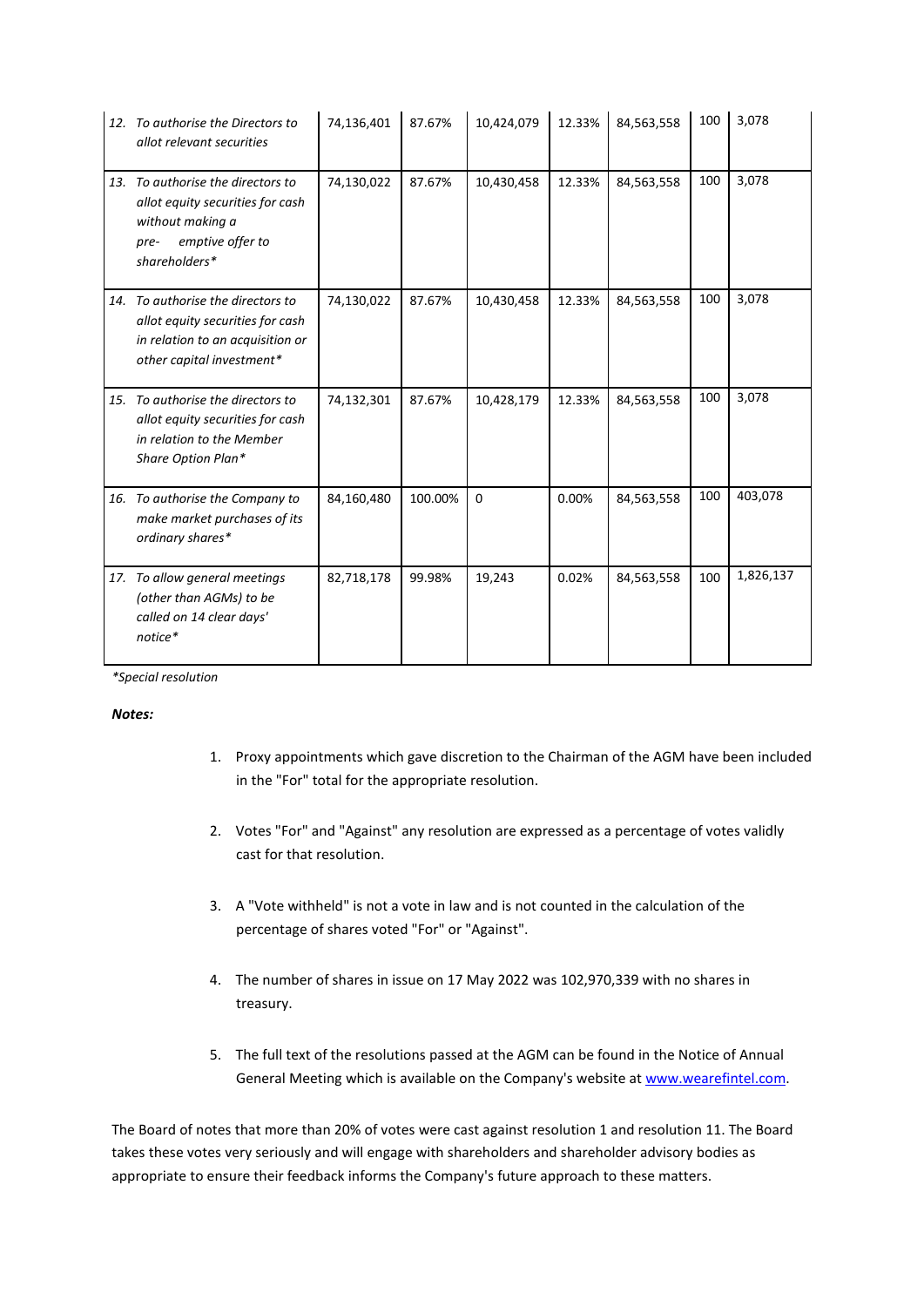| | | | | | | | |
|---|---|---|---|---|---|---|---|
| 12. *To authorise the Directors to allot relevant securities* | 74,136,401 | 87.67% | 10,424,079 | 12.33% | 84,563,558 | 100 | 3,078 |
| 13. *To authorise the directors to allot equity securities for cash without making a pre- emptive offer to shareholders** | 74,130,022 | 87.67% | 10,430,458 | 12.33% | 84,563,558 | 100 | 3,078 |
| 14. *To authorise the directors to allot equity securities for cash in relation to an acquisition or other capital investment** | 74,130,022 | 87.67% | 10,430,458 | 12.33% | 84,563,558 | 100 | 3,078 |
| 15. *To authorise the directors to allot equity securities for cash in relation to the Member Share Option Plan** | 74,132,301 | 87.67% | 10,428,179 | 12.33% | 84,563,558 | 100 | 3,078 |
| 16. *To authorise the Company to make market purchases of its ordinary shares** | 84,160,480 | 100.00% | 0 | 0.00% | 84,563,558 | 100 | 403,078 |
| 17. *To allow general meetings (other than AGMs) to be called on 14 clear days' notice** | 82,718,178 | 99.98% | 19,243 | 0.02% | 84,563,558 | 100 | 1,826,137 |

**Special resolution*

***Notes:***

1. Proxy appointments which gave discretion to the Chairman of the AGM have been included in the "For" total for the appropriate resolution.
2. Votes "For" and "Against" any resolution are expressed as a percentage of votes validly cast for that resolution.
3. A "Vote withheld" is not a vote in law and is not counted in the calculation of the percentage of shares voted "For" or "Against".
4. The number of shares in issue on 17 May 2022 was 102,970,339 with no shares in treasury.
5. The full text of the resolutions passed at the AGM can be found in the Notice of Annual General Meeting which is available on the Company's website at www.wearefintel.com.

The Board of notes that more than 20% of votes were cast against resolution 1 and resolution 11. The Board takes these votes very seriously and will engage with shareholders and shareholder advisory bodies as appropriate to ensure their feedback informs the Company's future approach to these matters.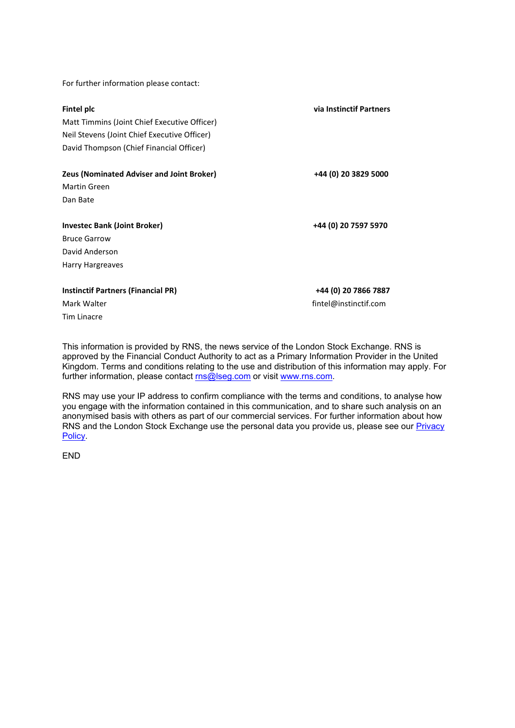For further information please contact:

| | |
|---|---|
| **Fintel plc** | **via Instinctif Partners** |
| Matt Timmins (Joint Chief Executive Officer) | |
| Neil Stevens (Joint Chief Executive Officer) | |
| David Thompson (Chief Financial Officer) | |
| | |
| **Zeus (Nominated Adviser and Joint Broker)** | **+44 (0) 20 3829 5000** |
| Martin Green | |
| Dan Bate | |
| | |
| **Investec Bank (Joint Broker)** | **+44 (0) 20 7597 5970** |
| Bruce Garrow | |
| David Anderson | |
| Harry Hargreaves | |
| | |
| **Instinctif Partners (Financial PR)** | **+44 (0) 20 7866 7887** |
| Mark Walter | fintel@instinctif.com |
| Tim Linacre | |

This information is provided by RNS, the news service of the London Stock Exchange. RNS is approved by the Financial Conduct Authority to act as a Primary Information Provider in the United Kingdom. Terms and conditions relating to the use and distribution of this information may apply. For further information, please contact rns@lseg.com or visit www.rns.com.

RNS may use your IP address to confirm compliance with the terms and conditions, to analyse how you engage with the information contained in this communication, and to share such analysis on an anonymised basis with others as part of our commercial services. For further information about how RNS and the London Stock Exchange use the personal data you provide us, please see our Privacy Policy.

END